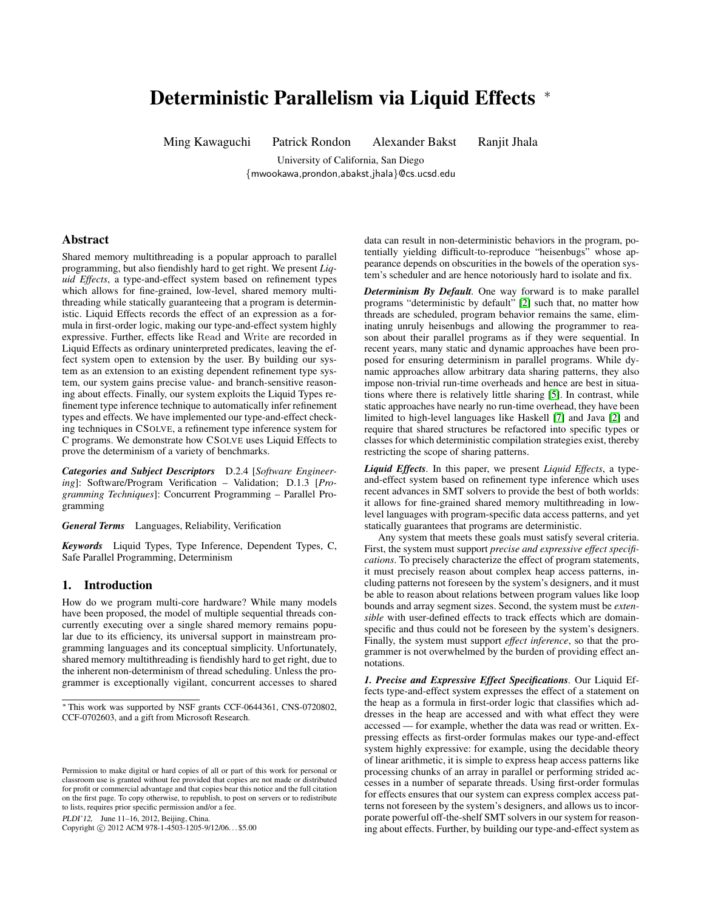# Deterministic Parallelism via Liquid Effects *

Ming Kawaguchi  Patrick Rondon  Alexander Bakst  Ranjit Jhala

University of California, San Diego

{mwookawa,prondon,abakst,jhala}@cs.ucsd.edu

## Abstract

Shared memory multithreading is a popular approach to parallel programming, but also fiendishly hard to get right. We present *Liquid Effects*, a type-and-effect system based on refinement types which allows for fine-grained, low-level, shared memory multithreading while statically guaranteeing that a program is deterministic. Liquid Effects records the effect of an expression as a formula in first-order logic, making our type-and-effect system highly expressive. Further, effects like Read and Write are recorded in Liquid Effects as ordinary uninterpreted predicates, leaving the effect system open to extension by the user. By building our system as an extension to an existing dependent refinement type system, our system gains precise value- and branch-sensitive reasoning about effects. Finally, our system exploits the Liquid Types refinement type inference technique to automatically infer refinement types and effects. We have implemented our type-and-effect checking techniques in CSOLVE, a refinement type inference system for C programs. We demonstrate how CSOLVE uses Liquid Effects to prove the determinism of a variety of benchmarks.

***Categories and Subject Descriptors*** D.2.4 [*Software Engineering*]: Software/Program Verification – Validation; D.1.3 [*Programming Techniques*]: Concurrent Programming – Parallel Programming

***General Terms*** Languages, Reliability, Verification

***Keywords*** Liquid Types, Type Inference, Dependent Types, C, Safe Parallel Programming, Determinism

## 1. Introduction

How do we program multi-core hardware? While many models have been proposed, the model of multiple sequential threads concurrently executing over a single shared memory remains popular due to its efficiency, its universal support in mainstream programming languages and its conceptual simplicity. Unfortunately, shared memory multithreading is fiendishly hard to get right, due to the inherent non-determinism of thread scheduling. Unless the programmer is exceptionally vigilant, concurrent accesses to shared data can result in non-deterministic behaviors in the program, potentially yielding difficult-to-reproduce "heisenbugs" whose appearance depends on obscurities in the bowels of the operation system's scheduler and are hence notoriously hard to isolate and fix.

***Determinism By Default***. One way forward is to make parallel programs "deterministic by default" [2] such that, no matter how threads are scheduled, program behavior remains the same, eliminating unruly heisenbugs and allowing the programmer to reason about their parallel programs as if they were sequential. In recent years, many static and dynamic approaches have been proposed for ensuring determinism in parallel programs. While dynamic approaches allow arbitrary data sharing patterns, they also impose non-trivial run-time overheads and hence are best in situations where there is relatively little sharing [5]. In contrast, while static approaches have nearly no run-time overhead, they have been limited to high-level languages like Haskell [7] and Java [2] and require that shared structures be refactored into specific types or classes for which deterministic compilation strategies exist, thereby restricting the scope of sharing patterns.

***Liquid Effects***. In this paper, we present *Liquid Effects*, a type-and-effect system based on refinement type inference which uses recent advances in SMT solvers to provide the best of both worlds: it allows for fine-grained shared memory multithreading in low-level languages with program-specific data access patterns, and yet statically guarantees that programs are deterministic.

Any system that meets these goals must satisfy several criteria. First, the system must support *precise and expressive effect specifications*. To precisely characterize the effect of program statements, it must precisely reason about complex heap access patterns, including patterns not foreseen by the system's designers, and it must be able to reason about relations between program values like loop bounds and array segment sizes. Second, the system must be *extensible* with user-defined effects to track effects which are domain-specific and thus could not be foreseen by the system's designers. Finally, the system must support *effect inference*, so that the programmer is not overwhelmed by the burden of providing effect annotations.

***1. Precise and Expressive Effect Specifications***. Our Liquid Effects type-and-effect system expresses the effect of a statement on the heap as a formula in first-order logic that classifies which addresses in the heap are accessed and with what effect they were accessed — for example, whether the data was read or written. Expressing effects as first-order formulas makes our type-and-effect system highly expressive: for example, using the decidable theory of linear arithmetic, it is simple to express heap access patterns like processing chunks of an array in parallel or performing strided accesses in a number of separate threads. Using first-order formulas for effects ensures that our system can express complex access patterns not foreseen by the system's designers, and allows us to incorporate powerful off-the-shelf SMT solvers in our system for reasoning about effects. Further, by building our type-and-effect system as

* This work was supported by NSF grants CCF-0644361, CNS-0720802, CCF-0702603, and a gift from Microsoft Research.

Permission to make digital or hard copies of all or part of this work for personal or classroom use is granted without fee provided that copies are not made or distributed for profit or commercial advantage and that copies bear this notice and the full citation on the first page. To copy otherwise, to republish, to post on servers or to redistribute to lists, requires prior specific permission and/or a fee.

*PLDI'12*, June 11–16, 2012, Beijing, China.
Copyright © 2012 ACM 978-1-4503-1205-9/12/06...$5.00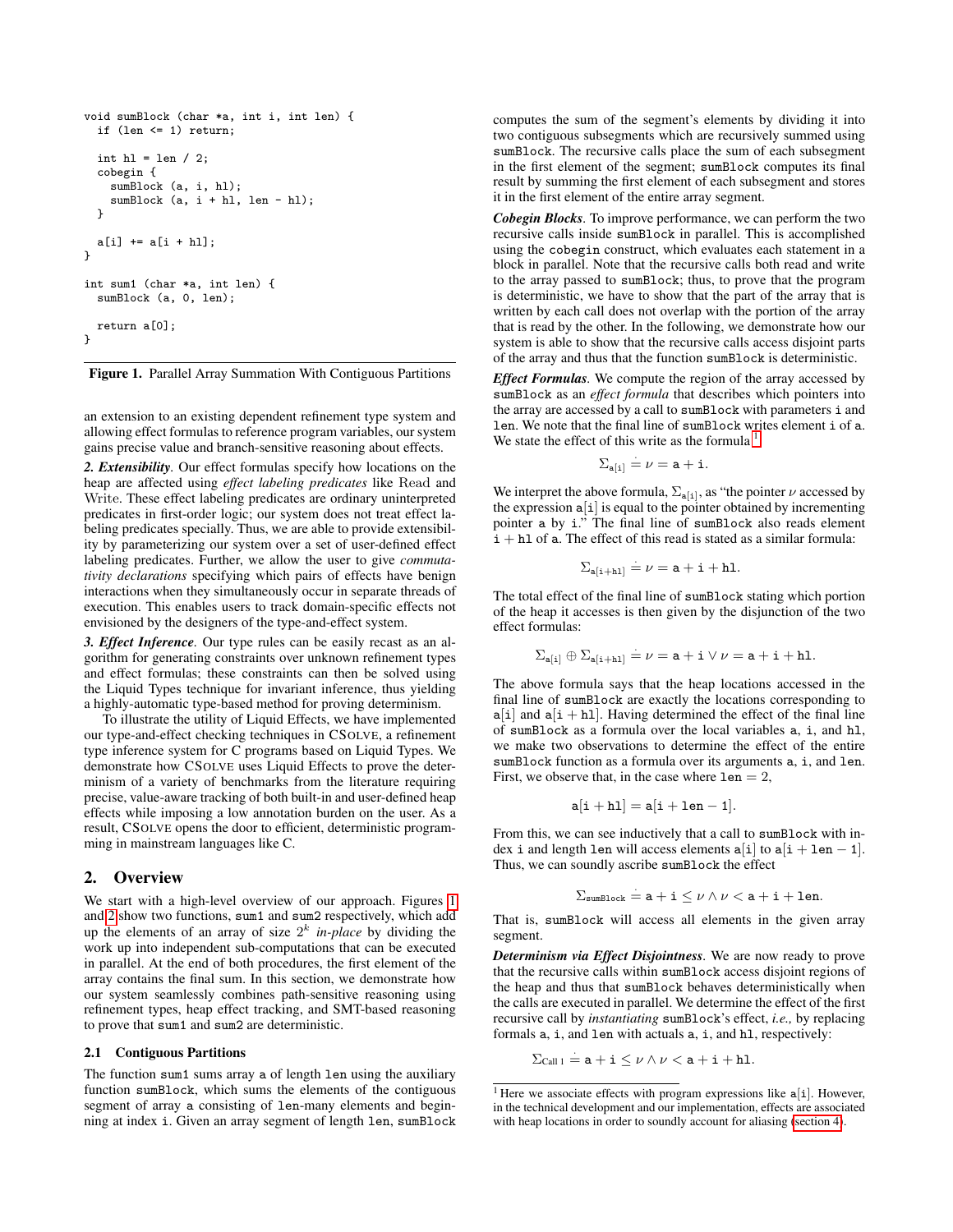```
void sumBlock (char *a, int i, int len) {
  if (len <= 1) return;

  int hl = len / 2;
  cobegin {
    sumBlock (a, i, hl);
    sumBlock (a, i + hl, len - hl);
  }

  a[i] += a[i + hl];
}

int sum1 (char *a, int len) {
  sumBlock (a, 0, len);

  return a[0];
}
```

**Figure 1.** Parallel Array Summation With Contiguous Partitions

an extension to an existing dependent refinement type system and allowing effect formulas to reference program variables, our system gains precise value and branch-sensitive reasoning about effects.

***2. Extensibility***. Our effect formulas specify how locations on the heap are affected using *effect labeling predicates* like Read and Write. These effect labeling predicates are ordinary uninterpreted predicates in first-order logic; our system does not treat effect labeling predicates specially. Thus, we are able to provide extensibility by parameterizing our system over a set of user-defined effect labeling predicates. Further, we allow the user to give *commutativity declarations* specifying which pairs of effects have benign interactions when they simultaneously occur in separate threads of execution. This enables users to track domain-specific effects not envisioned by the designers of the type-and-effect system.

***3. Effect Inference***. Our type rules can be easily recast as an algorithm for generating constraints over unknown refinement types and effect formulas; these constraints can then be solved using the Liquid Types technique for invariant inference, thus yielding a highly-automatic type-based method for proving determinism.

To illustrate the utility of Liquid Effects, we have implemented our type-and-effect checking techniques in CSolve, a refinement type inference system for C programs based on Liquid Types. We demonstrate how CSolve uses Liquid Effects to prove the determinism of a variety of benchmarks from the literature requiring precise, value-aware tracking of both built-in and user-defined heap effects while imposing a low annotation burden on the user. As a result, CSolve opens the door to efficient, deterministic programming in mainstream languages like C.

## 2. Overview

We start with a high-level overview of our approach. Figures 1 and 2 show two functions, sum1 and sum2 respectively, which add up the elements of an array of size $2^k$ *in-place* by dividing the work up into independent sub-computations that can be executed in parallel. At the end of both procedures, the first element of the array contains the final sum. In this section, we demonstrate how our system seamlessly combines path-sensitive reasoning using refinement types, heap effect tracking, and SMT-based reasoning to prove that sum1 and sum2 are deterministic.

### 2.1 Contiguous Partitions

The function sum1 sums array a of length len using the auxiliary function sumBlock, which sums the elements of the contiguous segment of array a consisting of len-many elements and beginning at index i. Given an array segment of length len, sumBlock computes the sum of the segment's elements by dividing it into two contiguous subsegments which are recursively summed using sumBlock. The recursive calls place the sum of each subsegment in the first element of the segment; sumBlock computes its final result by summing the first element of each subsegment and stores it in the first element of the entire array segment.

***Cobegin Blocks***. To improve performance, we can perform the two recursive calls inside sumBlock in parallel. This is accomplished using the cobegin construct, which evaluates each statement in a block in parallel. Note that the recursive calls both read and write to the array passed to sumBlock; thus, to prove that the program is deterministic, we have to show that the part of the array that is written by each call does not overlap with the portion of the array that is read by the other. In the following, we demonstrate how our system is able to show that the recursive calls access disjoint parts of the array and thus that the function sumBlock is deterministic.

***Effect Formulas***. We compute the region of the array accessed by sumBlock as an *effect formula* that describes which pointers into the array are accessed by a call to sumBlock with parameters i and len. We note that the final line of sumBlock writes element i of a. We state the effect of this write as the formula[1]

$$\Sigma_{\mathtt{a[i]}} \doteq \nu = \mathtt{a} + \mathtt{i}.$$

We interpret the above formula, $\Sigma_{\mathtt{a[i]}}$, as "the pointer $\nu$ accessed by the expression $\mathtt{a[i]}$ is equal to the pointer obtained by incrementing pointer a by i." The final line of sumBlock also reads element $\mathtt{i} + \mathtt{hl}$ of a. The effect of this read is stated as a similar formula:

$$\Sigma_{\mathtt{a[i+hl]}} \doteq \nu = \mathtt{a} + \mathtt{i} + \mathtt{hl}.$$

The total effect of the final line of sumBlock stating which portion of the heap it accesses is then given by the disjunction of the two effect formulas:

$$\Sigma_{\mathtt{a[i]}} \oplus \Sigma_{\mathtt{a[i+hl]}} \doteq \nu = \mathtt{a} + \mathtt{i} \vee \nu = \mathtt{a} + \mathtt{i} + \mathtt{hl}.$$

The above formula says that the heap locations accessed in the final line of sumBlock are exactly the locations corresponding to $\mathtt{a[i]}$ and $\mathtt{a[i+hl]}$. Having determined the effect of the final line of sumBlock as a formula over the local variables a, i, and hl, we make two observations to determine the effect of the entire sumBlock as a formula over its arguments a, i, and len. First, we observe that, in the case where $\mathtt{len} = 2$,

$$\mathtt{a[i+hl]} = \mathtt{a[i+len-1]}.$$

From this, we can see inductively that a call to sumBlock with index i and length len will access elements $\mathtt{a[i]}$ to $\mathtt{a[i+len-1]}$. Thus, we can soundly ascribe sumBlock the effect

$$\Sigma_{\mathtt{sumBlock}} \doteq \mathtt{a} + \mathtt{i} \leq \nu \wedge \nu < \mathtt{a} + \mathtt{i} + \mathtt{len}.$$

That is, sumBlock will access all elements in the given array segment.

***Determinism via Effect Disjointness***. We are now ready to prove that the recursive calls within sumBlock access disjoint regions of the heap and thus that sumBlock behaves deterministically when the calls are executed in parallel. We determine the effect of the first recursive call by *instantiating* sumBlock's effect, *i.e.,* by replacing formals a, i, and len with actuals a, i, and hl, respectively:

$$\Sigma_{\text{Call 1}} \doteq \mathtt{a} + \mathtt{i} \leq \nu \wedge \nu < \mathtt{a} + \mathtt{i} + \mathtt{hl}.$$

[1] Here we associate effects with program expressions like a[i]. However, in the technical development and our implementation, effects are associated with heap locations in order to soundly account for aliasing (section 4).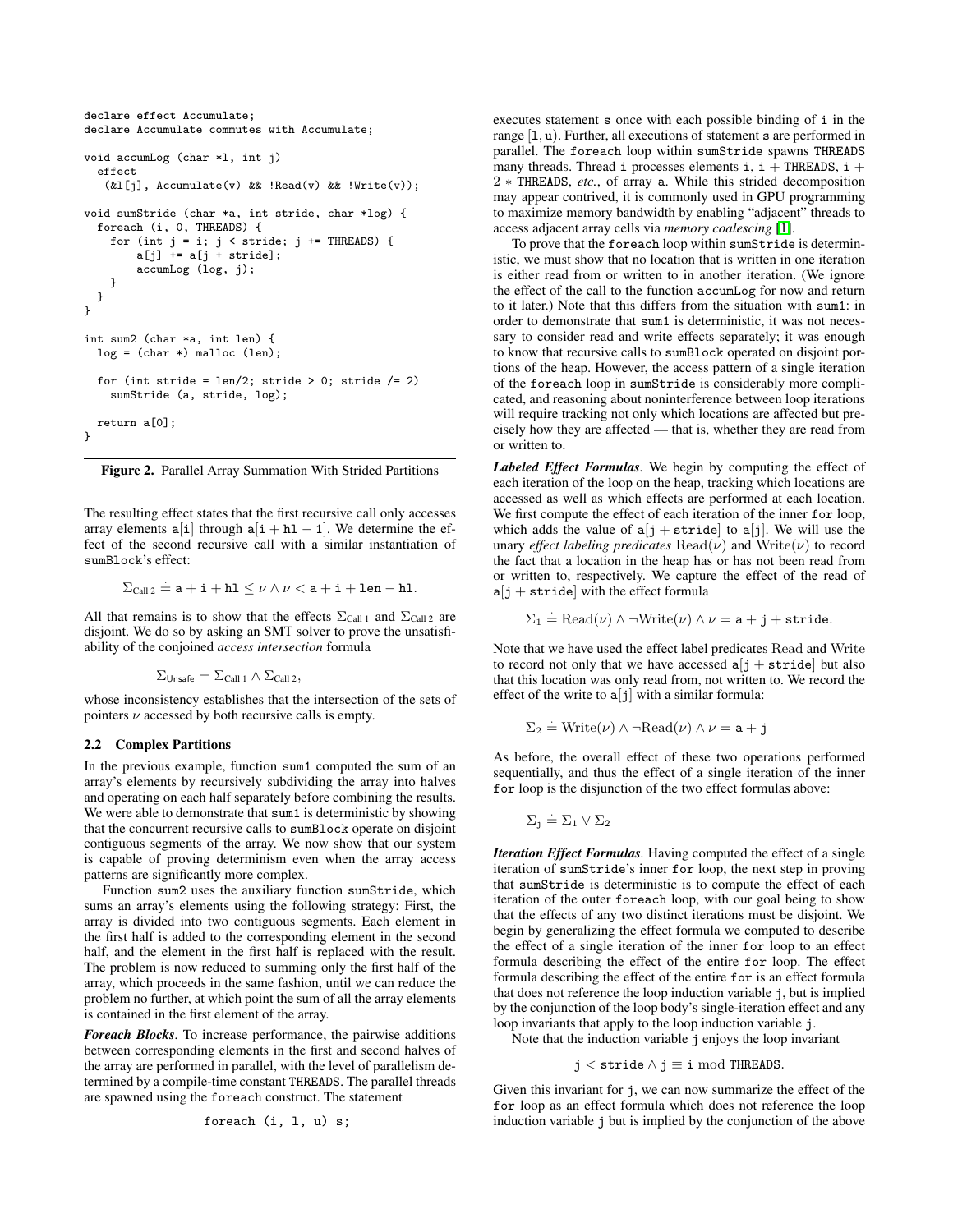```
declare effect Accumulate;
declare Accumulate commutes with Accumulate;

void accumLog (char *l, int j)
  effect
   (&l[j], Accumulate(v) && !Read(v) && !Write(v));

void sumStride (char *a, int stride, char *log) {
  foreach (i, 0, THREADS) {
    for (int j = i; j < stride; j += THREADS) {
        a[j] += a[j + stride];
        accumLog (log, j);
    }
  }
}

int sum2 (char *a, int len) {
  log = (char *) malloc (len);

  for (int stride = len/2; stride > 0; stride /= 2)
    sumStride (a, stride, log);

  return a[0];
}
```

**Figure 2.** Parallel Array Summation With Strided Partitions

The resulting effect states that the first recursive call only accesses array elements $\mathtt{a}[\mathtt{i}]$ through $\mathtt{a}[\mathtt{i} + \mathtt{hl} - 1]$. We determine the effect of the second recursive call with a similar instantiation of sumBlock's effect:

$$\Sigma_{\text{Call 2}} \doteq \mathtt{a} + \mathtt{i} + \mathtt{hl} \leq \nu \wedge \nu < \mathtt{a} + \mathtt{i} + \mathtt{len} - \mathtt{hl}.$$

All that remains is to show that the effects $\Sigma_{\text{Call 1}}$ and $\Sigma_{\text{Call 2}}$ are disjoint. We do so by asking an SMT solver to prove the unsatisfiability of the conjoined *access intersection* formula

$$\Sigma_{\text{Unsafe}} = \Sigma_{\text{Call 1}} \wedge \Sigma_{\text{Call 2}},$$

whose inconsistency establishes that the intersection of the sets of pointers $\nu$ accessed by both recursive calls is empty.

### 2.2 Complex Partitions

In the previous example, function sum1 computed the sum of an array's elements by recursively subdividing the array into halves and operating on each half separately before combining the results. We were able to demonstrate that sum1 is deterministic by showing that the concurrent recursive calls to sumBlock operate on disjoint contiguous segments of the array. We now show that our system is capable of proving determinism even when the array access patterns are significantly more complex.

Function sum2 uses the auxiliary function sumStride, which sums an array's elements using the following strategy: First, the array is divided into two contiguous segments. Each element in the first half is added to the corresponding element in the second half, and the element in the first half is replaced with the result. The problem is now reduced to summing only the first half of the array, which proceeds in the same fashion, until we can reduce the problem no further, at which point the sum of all the array elements is contained in the first element of the array.

***Foreach Blocks*.** To increase performance, the pairwise additions between corresponding elements in the first and second halves of the array are performed in parallel, with the level of parallelism determined by a compile-time constant THREADS. The parallel threads are spawned using the foreach construct. The statement

```
foreach (i, l, u) s;
```

executes statement s once with each possible binding of i in the range $[\mathtt{l}, \mathtt{u})$. Further, all executions of statement s are performed in parallel. The foreach loop within sumStride spawns THREADS many threads. Thread i processes elements $\mathtt{i}$, $\mathtt{i} + \mathtt{THREADS}$, $\mathtt{i} + 2 * \mathtt{THREADS}$, *etc.*, of array a. While this strided decomposition may appear contrived, it is commonly used in GPU programming to maximize memory bandwidth by enabling "adjacent" threads to access adjacent array cells via *memory coalescing* [1].

To prove that the foreach loop within sumStride is deterministic, we must show that no location that is written in one iteration is either read from or written to in another iteration. (We ignore the effect of the call to the function accumLog for now and return to it later.) Note that this differs from the situation with sum1: in order to demonstrate that sum1 is deterministic, it was not necessary to consider read and write effects separately; it was enough to know that recursive calls to sumBlock operated on disjoint portions of the heap. However, the access pattern of a single iteration of the foreach loop in sumStride is considerably more complicated, and reasoning about noninterference between loop iterations will require tracking not only which locations are affected but precisely how they are affected — that is, whether they are read from or written to.

***Labeled Effect Formulas*.** We begin by computing the effect of each iteration of the loop on the heap, tracking which locations are accessed as well as which effects are performed at each location. We first compute the effect of each iteration of the inner for loop, which adds the value of $\mathtt{a}[\mathtt{j} + \mathtt{stride}]$ to $\mathtt{a}[\mathtt{j}]$. We will use the unary *effect labeling predicates* $\text{Read}(\nu)$ and $\text{Write}(\nu)$ to record the fact that a location in the heap has or has not been read from or written to, respectively. We capture the effect of the read of $\mathtt{a}[\mathtt{j} + \mathtt{stride}]$ with the effect formula

$$\Sigma_1 \doteq \text{Read}(\nu) \wedge \neg\text{Write}(\nu) \wedge \nu = \mathtt{a} + \mathtt{j} + \mathtt{stride}.$$

Note that we have used the effect label predicates Read and Write to record not only that we have accessed $\mathtt{a}[\mathtt{j} + \mathtt{stride}]$ but also that this location was only read from, not written to. We record the effect of the write to $\mathtt{a}[\mathtt{j}]$ with a similar formula:

$$\Sigma_2 \doteq \text{Write}(\nu) \wedge \neg\text{Read}(\nu) \wedge \nu = \mathtt{a} + \mathtt{j}$$

As before, the overall effect of these two operations performed sequentially, and thus the effect of a single iteration of the inner for loop is the disjunction of the two effect formulas above:

$$\Sigma_{\mathtt{j}} \doteq \Sigma_1 \vee \Sigma_2$$

***Iteration Effect Formulas*.** Having computed the effect of a single iteration of sumStride's inner for loop, the next step in proving that sumStride is deterministic is to compute the effect of each iteration of the outer foreach loop, with our goal being to show that the effects of any two distinct iterations must be disjoint. We begin by generalizing the effect formula we computed to describe the effect of a single iteration of the inner for loop to an effect formula describing the effect of the entire for loop. The effect formula describing the effect of the entire for is an effect formula that does not reference the loop induction variable j, but is implied by the conjunction of the loop body's single-iteration effect and any loop invariants that apply to the loop induction variable j.

Note that the induction variable j enjoys the loop invariant

$$\mathtt{j} < \mathtt{stride} \wedge \mathtt{j} \equiv \mathtt{i} \bmod \mathtt{THREADS}.$$

Given this invariant for j, we can now summarize the effect of the for loop as an effect formula which does not reference the loop induction variable j but is implied by the conjunction of the above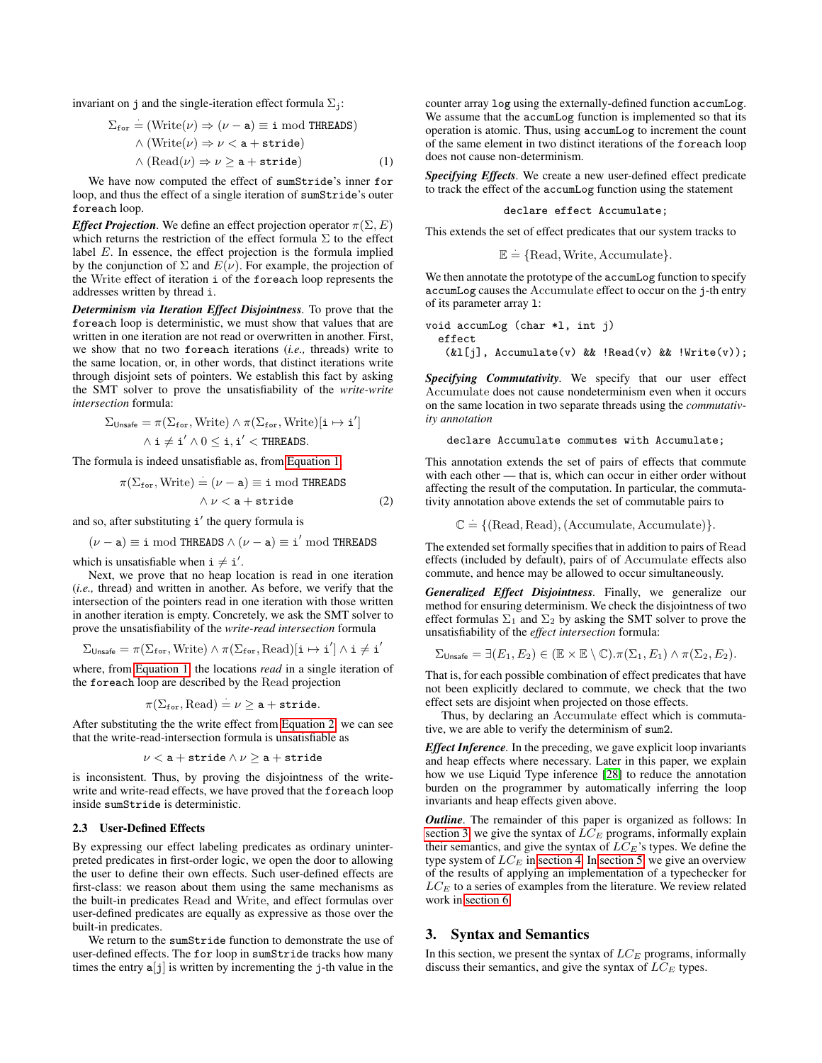invariant on j and the single-iteration effect formula $\Sigma_{\mathtt{j}}$:

$$\Sigma_{\mathtt{for}} \doteq (\mathrm{Write}(\nu) \Rightarrow (\nu - \mathtt{a}) \equiv \mathtt{i} \bmod \mathtt{THREADS}) \\ \wedge (\mathrm{Write}(\nu) \Rightarrow \nu < \mathtt{a} + \mathtt{stride}) \\ \wedge (\mathrm{Read}(\nu) \Rightarrow \nu \geq \mathtt{a} + \mathtt{stride}) \quad (1)$$

We have now computed the effect of `sumStride`'s inner `for` loop, and thus the effect of a single iteration of `sumStride`'s outer `foreach` loop.

***Effect Projection.*** We define an effect projection operator $\pi(\Sigma, E)$ which returns the restriction of the effect formula $\Sigma$ to the effect label $E$. In essence, the effect projection is the formula implied by the conjunction of $\Sigma$ and $E(\nu)$. For example, the projection of the Write effect of iteration i of the `foreach` loop represents the addresses written by thread i.

***Determinism via Iteration Effect Disjointness.*** To prove that the `foreach` loop is deterministic, we must show that values that are written in one iteration are not read or overwritten in another. First, we show that no two `foreach` iterations (*i.e.,* threads) write to the same location, or, in other words, that distinct iterations write through disjoint sets of pointers. We establish this fact by asking the SMT solver to prove the unsatisfiability of the *write-write intersection* formula:

$$\Sigma_{\mathsf{Unsafe}} = \pi(\Sigma_{\mathtt{for}}, \mathrm{Write}) \wedge \pi(\Sigma_{\mathtt{for}}, \mathrm{Write})[\mathtt{i} \mapsto \mathtt{i}'] \\ \wedge \mathtt{i} \neq \mathtt{i}' \wedge 0 \leq \mathtt{i}, \mathtt{i}' < \mathtt{THREADS}.$$

The formula is indeed unsatisfiable as, from Equation 1,

$$\pi(\Sigma_{\mathtt{for}}, \mathrm{Write}) \doteq (\nu - \mathtt{a}) \equiv \mathtt{i} \bmod \mathtt{THREADS} \\ \wedge \nu < \mathtt{a} + \mathtt{stride} \quad (2)$$

and so, after substituting $\mathtt{i}'$ the query formula is

$$(\nu - \mathtt{a}) \equiv \mathtt{i} \bmod \mathtt{THREADS} \wedge (\nu - \mathtt{a}) \equiv \mathtt{i}' \bmod \mathtt{THREADS}$$

which is unsatisfiable when $\mathtt{i} \neq \mathtt{i}'$.

Next, we prove that no heap location is read in one iteration (*i.e.,* thread) and written in another. As before, we verify that the intersection of the pointers read in one iteration with those written in another iteration is empty. Concretely, we ask the SMT solver to prove the unsatisfiability of the *write-read intersection* formula

$$\Sigma_{\mathsf{Unsafe}} = \pi(\Sigma_{\mathtt{for}}, \mathrm{Write}) \wedge \pi(\Sigma_{\mathtt{for}}, \mathrm{Read})[\mathtt{i} \mapsto \mathtt{i}'] \wedge \mathtt{i} \neq \mathtt{i}'$$

where, from Equation 1, the locations *read* in a single iteration of the `foreach` loop are described by the Read projection

$$\pi(\Sigma_{\mathtt{for}}, \mathrm{Read}) \doteq \nu \geq \mathtt{a} + \mathtt{stride}.$$

After substituting the the write effect from Equation 2, we can see that the write-read-intersection formula is unsatisfiable as

$$\nu < \mathtt{a} + \mathtt{stride} \wedge \nu \geq \mathtt{a} + \mathtt{stride}$$

is inconsistent. Thus, by proving the disjointness of the write-write and write-read effects, we have proved that the `foreach` loop inside `sumStride` is deterministic.

### 2.3 User-Defined Effects

By expressing our effect labeling predicates as ordinary uninterpreted predicates in first-order logic, we open the door to allowing the user to define their own effects. Such user-defined effects are first-class: we reason about them using the same mechanisms as the built-in predicates Read and Write, and effect formulas over user-defined predicates are equally as expressive as those over the built-in predicates.

We return to the `sumStride` function to demonstrate the use of user-defined effects. The `for` loop in `sumStride` tracks how many times the entry `a[j]` is written by incrementing the `j`-th value in the counter array `log` using the externally-defined function `accumLog`. We assume that the `accumLog` function is implemented so that its operation is atomic. Thus, using `accumLog` to increment the count of the same element in two distinct iterations of the `foreach` loop does not cause non-determinism.

***Specifying Effects.*** We create a new user-defined effect predicate to track the effect of the `accumLog` function using the statement

```
declare effect Accumulate;
```

This extends the set of effect predicates that our system tracks to

$$\mathbb{E} \doteq \{\mathrm{Read}, \mathrm{Write}, \mathrm{Accumulate}\}.$$

We then annotate the prototype of the `accumLog` function to specify `accumLog` causes the Accumulate effect to occur on the `j`-th entry of its parameter array `l`:

```
void accumLog (char *l, int j)
  effect
   (&l[j], Accumulate(v) && !Read(v) && !Write(v));
```

***Specifying Commutativity.*** We specify that our user effect Accumulate does not cause nondeterminism even when it occurs on the same location in two separate threads using the *commutativity annotation*

```
declare Accumulate commutes with Accumulate;
```

This annotation extends the set of pairs of effects that commute with each other — that is, which can occur in either order without affecting the result of the computation. In particular, the commutativity annotation above extends the set of commutable pairs to

$$\mathbb{C} \doteq \{(\mathrm{Read}, \mathrm{Read}), (\mathrm{Accumulate}, \mathrm{Accumulate})\}.$$

The extended set formally specifies that in addition to pairs of Read effects (included by default), pairs of of Accumulate effects also commute, and hence may be allowed to occur simultaneously.

***Generalized Effect Disjointness.*** Finally, we generalize our method for ensuring determinism. We check the disjointness of two effect formulas $\Sigma_1$ and $\Sigma_2$ by asking the SMT solver to prove the unsatisfiability of the *effect intersection* formula:

$$\Sigma_{\mathsf{Unsafe}} = \exists (E_1, E_2) \in (\mathbb{E} \times \mathbb{E} \setminus \mathbb{C}). \pi(\Sigma_1, E_1) \wedge \pi(\Sigma_2, E_2).$$

That is, for each possible combination of effect predicates that have not been explicitly declared to commute, we check that the two effect sets are disjoint when projected on those effects.

Thus, by declaring an Accumulate effect which is commutative, we are able to verify the determinism of `sum2`.

***Effect Inference.*** In the preceding, we gave explicit loop invariants and heap effects where necessary. Later in this paper, we explain how we use Liquid Type inference [28] to reduce the annotation burden on the programmer by automatically inferring the loop invariants and heap effects given above.

***Outline.*** The remainder of this paper is organized as follows: In section 3, we give the syntax of $LC_E$ programs, informally explain their semantics, and give the syntax of $LC_E$'s types. We define the type system of $LC_E$ in section 4. In section 5, we give an overview of the results of applying an implementation of a typechecker for $LC_E$ to a series of examples from the literature. We review related work in section 6.

## 3. Syntax and Semantics

In this section, we present the syntax of $LC_E$ programs, informally discuss their semantics, and give the syntax of $LC_E$ types.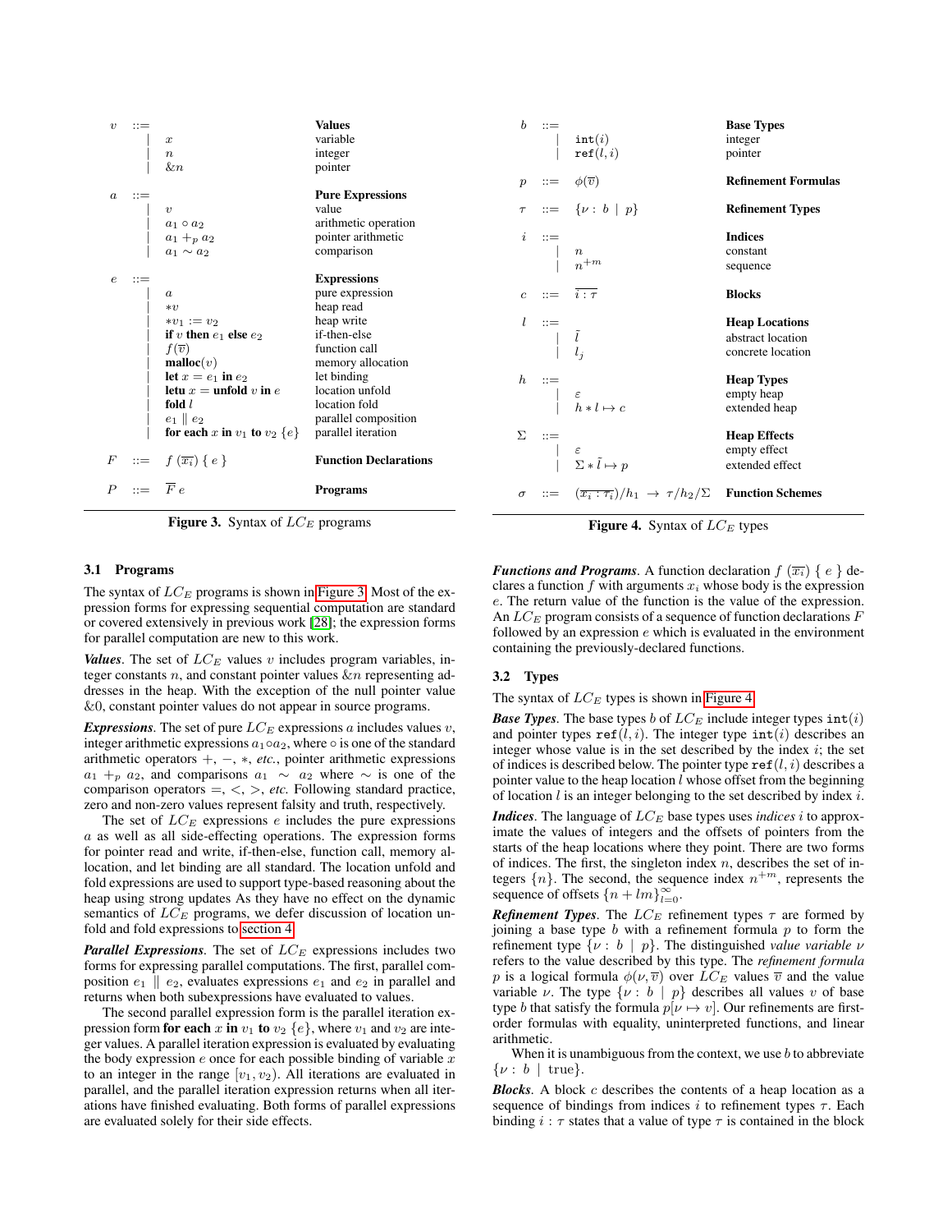| | | | |
|---|---|---|---|
| $v$ | $::=$ | | **Values** |
| | $\mid$ | $x$ | variable |
| | $\mid$ | $n$ | integer |
| | $\mid$ | $\&n$ | pointer |
| $a$ | $::=$ | | **Pure Expressions** |
| | $\mid$ | $v$ | value |
| | $\mid$ | $a_1 \circ a_2$ | arithmetic operation |
| | $\mid$ | $a_1 +_p a_2$ | pointer arithmetic |
| | $\mid$ | $a_1 \sim a_2$ | comparison |
| $e$ | $::=$ | | **Expressions** |
| | $\mid$ | $a$ | pure expression |
| | $\mid$ | $*v$ | heap read |
| | $\mid$ | $*v_1 := v_2$ | heap write |
| | $\mid$ | **if** $v$ **then** $e_1$ **else** $e_2$ | if-then-else |
| | $\mid$ | $f(\overline{v})$ | function call |
| | $\mid$ | **malloc**$(v)$ | memory allocation |
| | $\mid$ | **let** $x = e_1$ **in** $e_2$ | let binding |
| | $\mid$ | **letu** $x =$ **unfold** $v$ **in** $e$ | location unfold |
| | $\mid$ | **fold** $l$ | location fold |
| | $\mid$ | $e_1 \parallel e_2$ | parallel composition |
| | $\mid$ | **for each** $x$ **in** $v_1$ **to** $v_2$ $\{e\}$ | parallel iteration |
| $F$ | $::=$ | $f\ (\overline{x_i})\ \{\ e\ \}$ | **Function Declarations** |
| $P$ | $::=$ | $\overline{F}\ e$ | **Programs** |

**Figure 3.** Syntax of $LC_E$ programs

| | | | |
|---|---|---|---|
| $b$ | $::=$ | | **Base Types** |
| | $\mid$ | $\texttt{int}(i)$ | integer |
| | $\mid$ | $\texttt{ref}(l, i)$ | pointer |
| $p$ | $::=$ | $\phi(\overline{v})$ | **Refinement Formulas** |
| $\tau$ | $::=$ | $\{\nu : b \mid p\}$ | **Refinement Types** |
| $i$ | $::=$ | | **Indices** |
| | $\mid$ | $n$ | constant |
| | $\mid$ | $n^{+m}$ | sequence |
| $c$ | $::=$ | $\overline{i : \tau}$ | **Blocks** |
| $l$ | $::=$ | | **Heap Locations** |
| | $\mid$ | $\tilde{l}$ | abstract location |
| | $\mid$ | $l_j$ | concrete location |
| $h$ | $::=$ | | **Heap Types** |
| | $\mid$ | $\varepsilon$ | empty heap |
| | $\mid$ | $h * l \mapsto c$ | extended heap |
| $\Sigma$ | $::=$ | | **Heap Effects** |
| | $\mid$ | $\varepsilon$ | empty effect |
| | $\mid$ | $\Sigma * \tilde{l} \mapsto p$ | extended effect |
| $\sigma$ | $::=$ | $(\overline{x_i : \tau_i})/h_1 \ \rightarrow\ \tau/h_2/\Sigma$ | **Function Schemes** |

**Figure 4.** Syntax of $LC_E$ types

### 3.1 Programs

The syntax of $LC_E$ programs is shown in Figure 3. Most of the expression forms for expressing sequential computation are standard or covered extensively in previous work [28]; the expression forms for parallel computation are new to this work.

***Values***. The set of $LC_E$ values $v$ includes program variables, integer constants $n$, and constant pointer values $\&n$ representing addresses in the heap. With the exception of the null pointer value $\&0$, constant pointer values do not appear in source programs.

***Expressions***. The set of pure $LC_E$ expressions $a$ includes values $v$, integer arithmetic expressions $a_1 \circ a_2$, where $\circ$ is one of the standard arithmetic operators $+$, $-$, $*$, *etc.*, pointer arithmetic expressions $a_1 +_p a_2$, and comparisons $a_1 \sim a_2$ where $\sim$ is one of the comparison operators $=$, $<$, $>$, *etc.* Following standard practice, zero and non-zero values represent falsity and truth, respectively.

The set of $LC_E$ expressions $e$ includes the pure expressions $a$ as well as all side-effecting operations. The expression forms for pointer read and write, if-then-else, function call, memory allocation, and let binding are all standard. The location unfold and fold expressions are used to support type-based reasoning about the heap using strong updates As they have no effect on the dynamic semantics of $LC_E$ programs, we defer discussion of location unfold and fold expressions to section 4.

***Parallel Expressions***. The set of $LC_E$ expressions includes two forms for expressing parallel computations. The first, parallel composition $e_1 \parallel e_2$, evaluates expressions $e_1$ and $e_2$ in parallel and returns when both subexpressions have evaluated to values.

The second parallel expression form is the parallel iteration expression form **for each** $x$ **in** $v_1$ **to** $v_2$ $\{e\}$, where $v_1$ and $v_2$ are integer values. A parallel iteration expression is evaluated by evaluating the body expression $e$ once for each possible binding of variable $x$ to an integer in the range $[v_1, v_2)$. All iterations are evaluated in parallel, and the parallel iteration expression returns when all iterations have finished evaluating. Both forms of parallel expressions are evaluated solely for their side effects.

***Functions and Programs***. A function declaration $f\ (\overline{x_i})\ \{\ e\ \}$ declares a function $f$ with arguments $x_i$ whose body is the expression $e$. The return value of the function is the value of the expression. An $LC_E$ program consists of a sequence of function declarations $F$ followed by an expression $e$ which is evaluated in the environment containing the previously-declared functions.

### 3.2 Types

The syntax of $LC_E$ types is shown in Figure 4.

***Base Types***. The base types $b$ of $LC_E$ include integer types $\texttt{int}(i)$ and pointer types $\texttt{ref}(l, i)$. The integer type $\texttt{int}(i)$ describes an integer whose value is in the set described by the index $i$; the set of indices is described below. The pointer type $\texttt{ref}(l, i)$ describes a pointer value to the heap location $l$ whose offset from the beginning of location $l$ is an integer belonging to the set described by index $i$.

***Indices***. The language of $LC_E$ base types uses *indices* $i$ to approximate the values of integers and the offsets of pointers from the starts of the heap locations where they point. There are two forms of indices. The first, the singleton index $n$, describes the set of integers $\{n\}$. The second, the sequence index $n^{+m}$, represents the sequence of offsets $\{n + lm\}_{l=0}^{\infty}$.

***Refinement Types***. The $LC_E$ refinement types $\tau$ are formed by joining a base type $b$ with a refinement formula $p$ to form the refinement type $\{\nu : b \mid p\}$. The distinguished *value variable* $\nu$ refers to the value described by this type. The *refinement formula* $p$ is a logical formula $\phi(\nu, \overline{v})$ over $LC_E$ values $\overline{v}$ and the value variable $\nu$. The type $\{\nu : b \mid p\}$ describes all values $v$ of base type $b$ that satisfy the formula $p[\nu \mapsto v]$. Our refinements are first-order formulas with equality, uninterpreted functions, and linear arithmetic.

When it is unambiguous from the context, we use $b$ to abbreviate $\{\nu : b \mid \text{true}\}$.

***Blocks***. A block $c$ describes the contents of a heap location as a sequence of bindings from indices $i$ to refinement types $\tau$. Each binding $i : \tau$ states that a value of type $\tau$ is contained in the block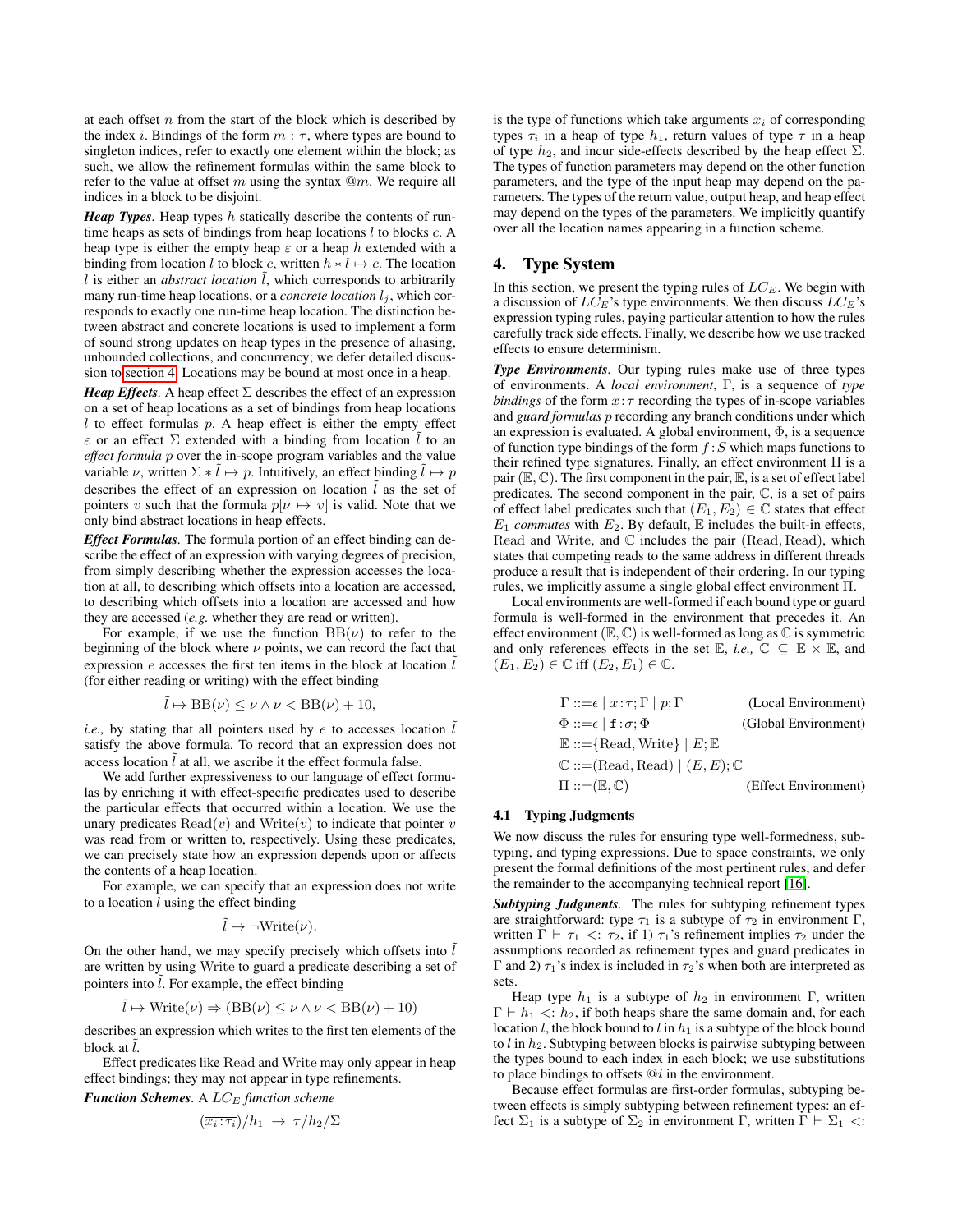at each offset $n$ from the start of the block which is described by the index $i$. Bindings of the form $m : \tau$, where types are bound to singleton indices, refer to exactly one element within the block; as such, we allow the refinement formulas within the same block to refer to the value at offset $m$ using the syntax $@m$. We require all indices in a block to be disjoint.

***Heap Types.*** Heap types $h$ statically describe the contents of run-time heaps as sets of bindings from heap locations $l$ to blocks $c$. A heap type is either the empty heap $\varepsilon$ or a heap $h$ extended with a binding from location $l$ to block $c$, written $h * l \mapsto c$. The location $l$ is either an *abstract location* $\tilde{l}$, which corresponds to arbitrarily many run-time heap locations, or a *concrete location* $l_j$, which corresponds to exactly one run-time heap location. The distinction between abstract and concrete locations is used to implement a form of sound strong updates on heap types in the presence of aliasing, unbounded collections, and concurrency; we defer detailed discussion to section 4. Locations may be bound at most once in a heap.

***Heap Effects.*** A heap effect $\Sigma$ describes the effect of an expression on a set of heap locations as a set of bindings from heap locations $l$ to effect formulas $p$. A heap effect is either the empty effect $\varepsilon$ or an effect $\Sigma$ extended with a binding from location $\tilde{l}$ to an *effect formula* $p$ over the in-scope program variables and the value variable $\nu$, written $\Sigma * \tilde{l} \mapsto p$. Intuitively, an effect binding $\tilde{l} \mapsto p$ describes the effect of an expression on location $\tilde{l}$ as the set of pointers $v$ such that the formula $p[\nu \mapsto v]$ is valid. Note that we only bind abstract locations in heap effects.

***Effect Formulas.*** The formula portion of an effect binding can describe the effect of an expression with varying degrees of precision, from simply describing whether the expression accesses the location at all, to describing which offsets into a location are accessed, to describing which offsets into a location are accessed and how they are accessed (*e.g.* whether they are read or written).

For example, if we use the function $\mathrm{BB}(\nu)$ to refer to the beginning of the block where $\nu$ points, we can record the fact that expression $e$ accesses the first ten items in the block at location $\tilde{l}$ (for either reading or writing) with the effect binding

$$\tilde{l} \mapsto \mathrm{BB}(\nu) \leq \nu \wedge \nu < \mathrm{BB}(\nu) + 10,$$

*i.e.,* by stating that all pointers used by $e$ to accesses location $\tilde{l}$ satisfy the above formula. To record that an expression does not access location $\tilde{l}$ at all, we ascribe it the effect formula false.

We add further expressiveness to our language of effect formulas by enriching it with effect-specific predicates used to describe the particular effects that occurred within a location. We use the unary predicates $\mathrm{Read}(v)$ and $\mathrm{Write}(v)$ to indicate that pointer $v$ was read from or written to, respectively. Using these predicates, we can precisely state how an expression depends upon or affects the contents of a heap location.

For example, we can specify that an expression does not write to a location $l$ using the effect binding

$$\tilde{l} \mapsto \neg\mathrm{Write}(\nu).$$

On the other hand, we may specify precisely which offsets into $\tilde{l}$ are written by using Write to guard a predicate describing a set of pointers into $\tilde{l}$. For example, the effect binding

$$\tilde{l} \mapsto \mathrm{Write}(\nu) \Rightarrow (\mathrm{BB}(\nu) \leq \nu \wedge \nu < \mathrm{BB}(\nu) + 10)$$

describes an expression which writes to the first ten elements of the block at $\tilde{l}$.

Effect predicates like Read and Write may only appear in heap effect bindings; they may not appear in type refinements.

***Function Schemes.*** A $LC_E$ *function scheme*

$$(\overline{x_i : \tau_i})/h_1 \;\rightarrow\; \tau/h_2/\Sigma$$

is the type of functions which take arguments $x_i$ of corresponding types $\tau_i$ in a heap of type $h_1$, return values of type $\tau$ in a heap of type $h_2$, and incur side-effects described by the heap effect $\Sigma$. The types of function parameters may depend on the other function parameters, and the type of the input heap may depend on the parameters. The types of the return value, output heap, and heap effect may depend on the types of the parameters. We implicitly quantify over all the location names appearing in a function scheme.

# 4. Type System

In this section, we present the typing rules of $LC_E$. We begin with a discussion of $LC_E$'s type environments. We then discuss $LC_E$'s expression typing rules, paying particular attention to how the rules carefully track side effects. Finally, we describe how we use tracked effects to ensure determinism.

***Type Environments.*** Our typing rules make use of three types of environments. A *local environment*, $\Gamma$, is a sequence of *type bindings* of the form $x : \tau$ recording the types of in-scope variables and *guard formulas* $p$ recording any branch conditions under which an expression is evaluated. A global environment, $\Phi$, is a sequence of function type bindings of the form $f : S$ which maps functions to their refined type signatures. Finally, an effect environment $\Pi$ is a pair $(\mathbb{E}, \mathbb{C})$. The first component in the pair, $\mathbb{E}$, is a set of effect label predicates. The second component in the pair, $\mathbb{C}$, is a set of pairs of effect label predicates such that $(E_1, E_2) \in \mathbb{C}$ states that effect $E_1$ *commutes* with $E_2$. By default, $\mathbb{E}$ includes the built-in effects, Read and Write, and $\mathbb{C}$ includes the pair $(\mathrm{Read}, \mathrm{Read})$, which states that competing reads to the same address in different threads produce a result that is independent of their ordering. In our typing rules, we implicitly assume a single global effect environment $\Pi$.

Local environments are well-formed if each bound type or guard formula is well-formed in the environment that precedes it. An effect environment $(\mathbb{E}, \mathbb{C})$ is well-formed as long as $\mathbb{C}$ is symmetric and only references effects in the set $\mathbb{E}$, *i.e.,* $\mathbb{C} \subseteq \mathbb{E} \times \mathbb{E}$, and $(E_1, E_2) \in \mathbb{C}$ iff $(E_2, E_1) \in \mathbb{C}$.

$$
\begin{array}{lr}
\Gamma ::= \epsilon \mid x : \tau ; \Gamma \mid p ; \Gamma & \text{(Local Environment)} \\
\Phi ::= \epsilon \mid \mathtt{f} : \sigma ; \Phi & \text{(Global Environment)} \\
\mathbb{E} ::= \{\mathrm{Read}, \mathrm{Write}\} \mid E ; \mathbb{E} & \\
\mathbb{C} ::= (\mathrm{Read}, \mathrm{Read}) \mid (E, E) ; \mathbb{C} & \\
\Pi ::= (\mathbb{E}, \mathbb{C}) & \text{(Effect Environment)}
\end{array}
$$

## 4.1 Typing Judgments

We now discuss the rules for ensuring type well-formedness, subtyping, and typing expressions. Due to space constraints, we only present the formal definitions of the most pertinent rules, and defer the remainder to the accompanying technical report [16].

***Subtyping Judgments.*** The rules for subtyping refinement types are straightforward: type $\tau_1$ is a subtype of $\tau_2$ in environment $\Gamma$, written $\Gamma \vdash \tau_1 <: \tau_2$, if 1) $\tau_1$'s refinement implies $\tau_2$ under the assumptions recorded as refinement types and guard predicates in $\Gamma$ and 2) $\tau_1$'s index is included in $\tau_2$'s when both are interpreted as sets.

Heap type $h_1$ is a subtype of $h_2$ in environment $\Gamma$, written $\Gamma \vdash h_1 <: h_2$, if both heaps share the same domain and, for each location $l$, the block bound to $l$ in $h_1$ is a subtype of the block bound to $l$ in $h_2$. Subtyping between blocks is pairwise subtyping between the types bound to each index in each block; we use substitutions to place bindings to offsets $@i$ in the environment.

Because effect formulas are first-order formulas, subtyping between effects is simply subtyping between refinement types: an effect $\Sigma_1$ is a subtype of $\Sigma_2$ in environment $\Gamma$, written $\Gamma \vdash \Sigma_1 <:$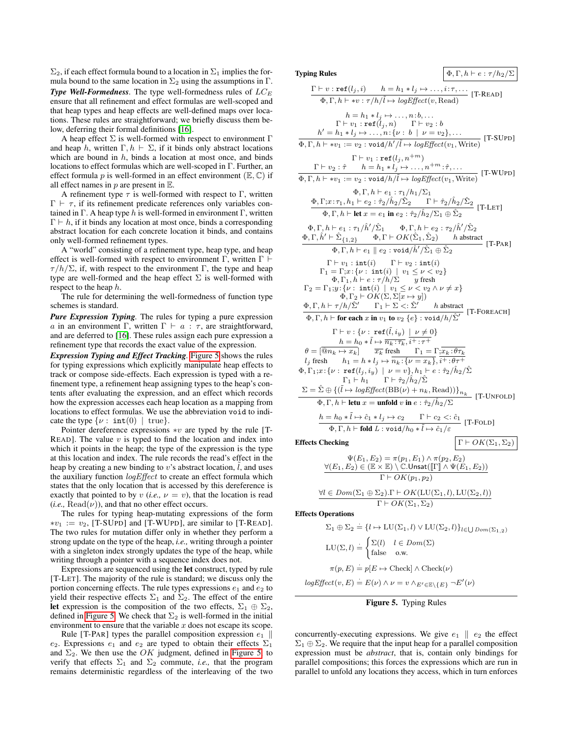$\Sigma_2$, if each effect formula bound to a location in $\Sigma_1$ implies the formula bound to the same location in $\Sigma_2$ using the assumptions in $\Gamma$.

***Type Well-Formedness.*** The type well-formedness rules of $LC_E$ ensure that all refinement and effect formulas are well-scoped and that heap types and heap effects are well-defined maps over locations. These rules are straightforward; we briefly discuss them below, deferring their formal definitions [16].

A heap effect $\Sigma$ is well-formed with respect to environment $\Gamma$ and heap $h$, written $\Gamma, h \vdash \Sigma$, if it binds only abstract locations which are bound in $h$, binds a location at most once, and binds locations to effect formulas which are well-scoped in $\Gamma$. Further, an effect formula $p$ is well-formed in an effect environment $(\mathbb{E}, \mathbb{C})$ if all effect names in $p$ are present in $\mathbb{E}$.

A refinement type $\tau$ is well-formed with respect to $\Gamma$, written $\Gamma \vdash \tau$, if its refinement predicate references only variables contained in $\Gamma$. A heap type $h$ is well-formed in environment $\Gamma$, written $\Gamma \vdash h$, if it binds any location at most once, binds a corresponding abstract location for each concrete location it binds, and contains only well-formed refinement types.

A "world" consisting of a refinement type, heap type, and heap effect is well-formed with respect to environment $\Gamma$, written $\Gamma \vdash \tau/h/\Sigma$, if, with respect to the environment $\Gamma$, the type and heap type are well-formed and the heap effect $\Sigma$ is well-formed with respect to the heap $h$.

The rule for determining the well-formedness of function type schemes is standard.

***Pure Expression Typing.*** The rules for typing a pure expression $a$ in an environment $\Gamma$, written $\Gamma \vdash a : \tau$, are straightforward, and are deferred to [16]. These rules assign each pure expression a refinement type that records the exact value of the expression.

***Expression Typing and Effect Tracking.*** Figure 5 shows the rules for typing expressions which explicitly manipulate heap effects to track or compose side-effects. Each expression is typed with a refinement type, a refinement heap assigning types to the heap's contents after evaluating the expression, and an effect which records how the expression accesses each heap location as a mapping from locations to effect formulas. We use the abbreviation void to indicate the type $\{\nu : \texttt{int}(0) \mid \text{true}\}$.

Pointer dereference expressions $*v$ are typed by the rule [T-READ]. The value $v$ is typed to find the location and index into which it points in the heap; the type of the expression is the type at this location and index. The rule records the read's effect in the heap by creating a new binding to $v$'s abstract location, $\tilde{l}$, and uses the auxiliary function *logEffect* to create an effect formula which states that the only location that is accessed by this dereference is exactly that pointed to by $v$ (*i.e.,* $\nu = v$), that the location is read (*i.e.,* $\text{Read}(\nu)$), and that no other effect occurs.

The rules for typing heap-mutating expressions of the form $*v_1 := v_2$, [T-SUPD] and [T-WUPD], are similar to [T-READ]. The two rules for mutation differ only in whether they perform a strong update on the type of the heap, *i.e.,* writing through a pointer with a singleton index strongly updates the type of the heap, while writing through a pointer with a sequence index does not.

Expressions are sequenced using the **let** construct, typed by rule [T-LET]. The majority of the rule is standard; we discuss only the portion concerning effects. The rule types expressions $e_1$ and $e_2$ to yield their respective effects $\Sigma_1$ and $\Sigma_2$. The effect of the entire **let** expression is the composition of the two effects, $\Sigma_1 \oplus \Sigma_2$, defined in Figure 5. We check that $\Sigma_2$ is well-formed in the initial environment to ensure that the variable $x$ does not escape its scope.

Rule [T-PAR] types the parallel composition expression $e_1 \parallel e_2$. Expressions $e_1$ and $e_2$ are typed to obtain their effects $\Sigma_1$ and $\Sigma_2$. We then use the $OK$ judgment, defined in Figure 5, to verify that effects $\Sigma_1$ and $\Sigma_2$ commute, *i.e.,* that the program remains deterministic regardless of the interleaving of the two concurrently-executing expressions. We give $e_1 \parallel e_2$ the effect $\Sigma_1 \oplus \Sigma_2$. We require that the input heap for a parallel composition expression must be *abstract*, that is, contain only bindings for parallel compositions; this forces the expressions which are run in parallel to unfold any locations they access, which in turn enforces

**Typing Rules** $\boxed{\Phi, \Gamma, h \vdash e : \tau/h_2/\Sigma}$

$$\frac{\Gamma \vdash v : \texttt{ref}(l_j, i) \qquad h = h_1 * l_j \mapsto \ldots, i{:}\tau, \ldots}{\Phi, \Gamma, h \vdash *v : \tau/h/\tilde{l} \mapsto \mathit{logEffect}(v, \text{Read})} \text{ [T-READ]}$$

$$\frac{\begin{array}{c} h = h_1 * l_j \mapsto \ldots, n{:}b, \ldots \\ \Gamma \vdash v_1 : \texttt{ref}(l_j, n) \qquad \Gamma \vdash v_2 : b \\ h' = h_1 * l_j \mapsto \ldots, n{:}\{\nu : b \mid \nu = v_2\}, \ldots \end{array}}{\Phi, \Gamma, h \vdash *v_1 := v_2 : \texttt{void}/h'/\tilde{l} \mapsto \mathit{logEffect}(v_1, \text{Write})} \text{ [T-SUPD]}$$

$$\frac{\begin{array}{c} \Gamma \vdash v_1 : \texttt{ref}(l_j, n^{+m}) \\ \Gamma \vdash v_2 : \hat{\tau} \qquad h = h_1 * l_j \mapsto \ldots, n^{+m}{:}\hat{\tau}, \ldots \end{array}}{\Phi, \Gamma, h \vdash *v_1 := v_2 : \texttt{void}/h/\tilde{l} \mapsto \mathit{logEffect}(v_1, \text{Write})} \text{ [T-WUPD]}$$

$$\frac{\begin{array}{c} \Phi, \Gamma, h \vdash e_1 : \tau_1/h_1/\Sigma_1 \\ \Phi, \Gamma; x{:}\tau_1, h_1 \vdash e_2 : \hat{\tau}_2/\hat{h}_2/\hat{\Sigma}_2 \qquad \Gamma \vdash \hat{\tau}_2/\hat{h}_2/\hat{\Sigma}_2 \end{array}}{\Phi, \Gamma, h \vdash \textbf{let } x = e_1 \textbf{ in } e_2 : \hat{\tau}_2/\hat{h}_2/\Sigma_1 \oplus \hat{\Sigma}_2} \text{ [T-LET]}$$

$$\frac{\begin{array}{c} \Phi, \Gamma, h \vdash e_1 : \tau_1/\hat{h}'/\hat{\Sigma}_1 \qquad \Phi, \Gamma, h \vdash e_2 : \tau_2/\hat{h}'/\hat{\Sigma}_2 \\ \Phi, \Gamma, \hat{h}' \vdash \hat{\Sigma}_{\{1,2\}} \qquad \Phi, \Gamma \vdash OK(\hat{\Sigma}_1, \hat{\Sigma}_2) \qquad h \text{ abstract} \end{array}}{\Phi, \Gamma, h \vdash e_1 \parallel e_2 : \texttt{void}/\hat{h}'/\hat{\Sigma}_1 \oplus \hat{\Sigma}_2} \text{ [T-PAR]}$$

$$\frac{\begin{array}{c} \Gamma \vdash v_1 : \texttt{int}(i) \qquad \Gamma \vdash v_2 : \texttt{int}(i) \\ \Gamma_1 = \Gamma; x{:}\{\nu : \texttt{int}(i) \mid v_1 \le \nu < v_2\} \\ \Phi, \Gamma_1, h \vdash e : \tau/h/\Sigma \qquad y \text{ fresh} \\ \Gamma_2 = \Gamma_1; y{:}\{\nu : \texttt{int}(i) \mid v_1 \le \nu < v_2 \wedge \nu \neq x\} \\ \Phi, \Gamma_2 \vdash OK(\Sigma, \Sigma[x \mapsto y]) \\ \Phi, \Gamma, h \vdash \tau/h/\hat{\Sigma}' \qquad \Gamma_1 \vdash \Sigma <: \hat{\Sigma}' \qquad h \text{ abstract} \end{array}}{\Phi, \Gamma, h \vdash \textbf{for each } x \textbf{ in } v_1 \textbf{ to } v_2 \ \{e\} : \texttt{void}/h/\hat{\Sigma}'} \text{ [T-FOREACH]}$$

$$\frac{\begin{array}{c} \Gamma \vdash v : \{\nu : \texttt{ref}(\tilde{l}, i_y) \mid \nu \neq 0\} \\ h = h_0 * \tilde{l} \mapsto \overline{n_k : \tau_k}, i^+ : \tau^+ \\ \theta = [\overline{@n_k \mapsto x_k}] \qquad \overline{x_k} \text{ fresh} \qquad \Gamma_1 = \Gamma; \overline{x_k : \theta\tau_k} \\ l_j \text{ fresh} \qquad h_1 = h * l_j \mapsto \overline{n_k : \{\nu = x_k\}}, i^+ : \theta\tau^+ \\ \Phi, \Gamma_1; x{:}\{\nu : \texttt{ref}(l_j, i_y) \mid \nu = v\}, h_1 \vdash e : \hat{\tau}_2/\hat{h}_2/\hat{\Sigma} \\ \Gamma_1 \vdash h_1 \qquad \Gamma \vdash \hat{\tau}_2/\hat{h}_2/\hat{\Sigma} \\ \Sigma = \hat{\Sigma} \oplus \{(\tilde{l} \mapsto \mathit{logEffect}(\text{BB}(\nu) + n_k, \text{Read}))\}_{n_k} \end{array}}{\Phi, \Gamma, h \vdash \textbf{letu } x = \textbf{unfold } v \textbf{ in } e : \hat{\tau}_2/\hat{h}_2/\Sigma} \text{ [T-UNFOLD]}$$

$$\frac{h = h_0 * \tilde{l} \mapsto \hat{c}_1 * l_j \mapsto c_2 \qquad \Gamma \vdash c_2 <: \hat{c}_1}{\Phi, \Gamma, h \vdash \textbf{fold } L : \texttt{void}/h_0 * \tilde{l} \mapsto \hat{c}_1/\varepsilon} \text{ [T-FOLD]}$$

**Effects Checking** $\boxed{\Gamma \vdash OK(\Sigma_1, \Sigma_2)}$

$$\frac{\begin{array}{c} \Psi(E_1, E_2) = \pi(p_1, E_1) \wedge \pi(p_2, E_2) \\ \forall (E_1, E_2) \in (\mathbb{E} \times \mathbb{E}) \setminus \mathbb{C}.\mathsf{Unsat}(\llbracket \Gamma \rrbracket \wedge \Psi(E_1, E_2)) \end{array}}{\Gamma \vdash OK(p_1, p_2)}$$

$$\frac{\forall l \in Dom(\Sigma_1 \oplus \Sigma_2). \Gamma \vdash OK(\text{LU}(\Sigma_1, l), \text{LU}(\Sigma_2, l))}{\Gamma \vdash OK(\Sigma_1, \Sigma_2)}$$

**Effects Operations**

$$\Sigma_1 \oplus \Sigma_2 \doteq \{l \mapsto \text{LU}(\Sigma_1, l) \vee \text{LU}(\Sigma_2, l)\}_{l \in \bigcup Dom(\Sigma_{1,2})}$$

$$\text{LU}(\Sigma, l) \doteq \begin{cases} \Sigma(l) & l \in Dom(\Sigma) \\ \text{false} & \text{o.w.} \end{cases}$$

$$\pi(p, E) \doteq p[E \mapsto \text{Check}] \wedge \text{Check}(\nu)$$

$$\mathit{logEffect}(v, E) \doteq E(\nu) \wedge \nu = v \wedge_{E' \in \mathbb{E} \setminus \{E\}} \neg E'(\nu)$$

**Figure 5.** Typing Rules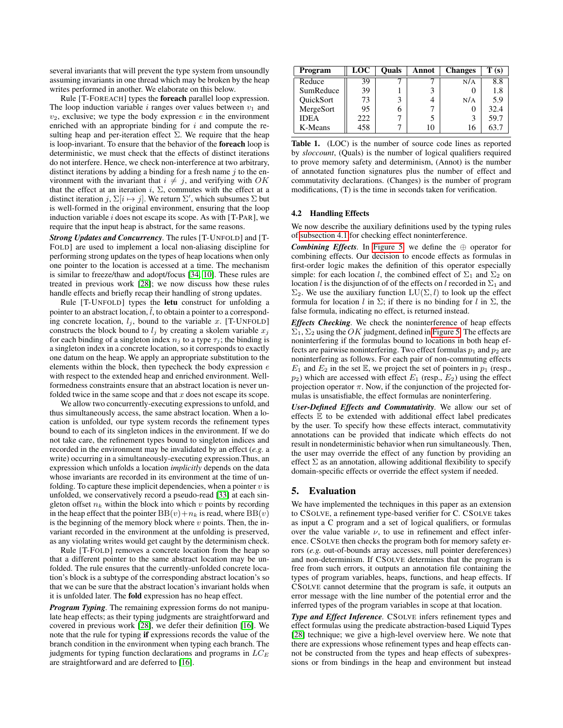several invariants that will prevent the type system from unsoundly assuming invariants in one thread which may be broken by the heap writes performed in another. We elaborate on this below.

Rule [T-FOREACH] types the **foreach** parallel loop expression. The loop induction variable $i$ ranges over values between $v_1$ and $v_2$, exclusive; we type the body expression $e$ in the environment enriched with an appropriate binding for $i$ and compute the resulting heap and per-iteration effect $\Sigma$. We require that the heap is loop-invariant. To ensure that the behavior of the **foreach** loop is deterministic, we must check that the effects of distinct iterations do not interfere. Hence, we check non-interference at two arbitrary, distinct iterations by adding a binding for a fresh name $j$ to the environment with the invariant that $i \neq j$, and verifying with $OK$ that the effect at an iteration $i$, $\Sigma$, commutes with the effect at a distinct iteration $j$, $\Sigma[i \mapsto j]$. We return $\Sigma'$, which subsumes $\Sigma$ but is well-formed in the original environment, ensuring that the loop induction variable $i$ does not escape its scope. As with [T-PAR], we require that the input heap is abstract, for the same reasons.

***Strong Updates and Concurrency*.** The rules [T-UNFOLD] and [T-FOLD] are used to implement a local non-aliasing discipline for performing strong updates on the types of heap locations when only one pointer to the location is accessed at a time. The mechanism is similar to freeze/thaw and adopt/focus [34, 10]. These rules are treated in previous work [28]; we now discuss how these rules handle effects and briefly recap their handling of strong updates.

Rule [T-UNFOLD] types the **letu** construct for unfolding a pointer to an abstract location, $\tilde{l}$, to obtain a pointer to a corresponding concrete location, $l_j$, bound to the variable $x$. [T-UNFOLD] constructs the block bound to $l_j$ by creating a skolem variable $x_j$ for each binding of a singleton index $n_j$ to a type $\tau_j$; the binding is a singleton index in a concrete location, so it corresponds to exactly one datum on the heap. We apply an appropriate substitution to the elements within the block, then typecheck the body expression $e$ with respect to the extended heap and enriched environment. Well-formedness constraints ensure that an abstract location is never unfolded twice in the same scope and that $x$ does not escape its scope.

We allow two concurrently-executing expressions to unfold, and thus simultaneously access, the same abstract location. When a location is unfolded, our type system records the refinement types bound to each of its singleton indices in the environment. If we do not take care, the refinement types bound to singleton indices and recorded in the environment may be invalidated by an effect (*e.g.* a write) occurring in a simultaneously-executing expression.Thus, an expression which unfolds a location *implicitly* depends on the data whose invariants are recorded in its environment at the time of unfolding. To capture these implicit dependencies, when a pointer $v$ is unfolded, we conservatively record a pseudo-read [33] at each singleton offset $n_k$ within the block into which $v$ points by recording in the heap effect that the pointer $\mathrm{BB}(v)+n_k$ is read, where $\mathrm{BB}(v)$ is the beginning of the memory block where $v$ points. Then, the invariant recorded in the environment at the unfolding is preserved, as any violating writes would get caught by the determinism check.

Rule [T-FOLD] removes a concrete location from the heap so that a different pointer to the same abstract location may be unfolded. The rule ensures that the currently-unfolded concrete location's block is a subtype of the corresponding abstract location's so that we can be sure that the abstract location's invariant holds when it is unfolded later. The **fold** expression has no heap effect.

***Program Typing*.** The remaining expression forms do not manipulate heap effects; as their typing judgments are straightforward and covered in previous work [28], we defer their definition [16]. We note that the rule for typing **if** expressions records the value of the branch condition in the environment when typing each branch. The judgments for typing function declarations and programs in $LC_E$ are straightforward and are deferred to [16].

| Program | LOC | Quals | Annot | Changes | T (s) |
|---|---|---|---|---|---|
| Reduce | 39 | 7 | 7 | N/A | 8.8 |
| SumReduce | 39 | 1 | 3 | 0 | 1.8 |
| QuickSort | 73 | 3 | 4 | N/A | 5.9 |
| MergeSort | 95 | 6 | 7 | 0 | 32.4 |
| IDEA | 222 | 7 | 5 | 3 | 59.7 |
| K-Means | 458 | 7 | 10 | 16 | 63.7 |

**Table 1.** (LOC) is the number of source code lines as reported by *sloccount*, (Quals) is the number of logical qualifiers required to prove memory safety and determinism, (Annot) is the number of annotated function signatures plus the number of effect and commutativity declarations. (Changes) is the number of program modifications, (T) is the time in seconds taken for verification.

### 4.2 Handling Effects

We now describe the auxiliary definitions used by the typing rules of subsection 4.1 for checking effect noninterference.

***Combining Effects*.** In Figure 5, we define the $\oplus$ operator for combining effects. Our decision to encode effects as formulas in first-order logic makes the definition of this operator especially simple: for each location $l$, the combined effect of $\Sigma_1$ and $\Sigma_2$ on location $l$ is the disjunction of of the effects on $l$ recorded in $\Sigma_1$ and $\Sigma_2$. We use the auxiliary function $\mathrm{LU}(\Sigma, l)$ to look up the effect formula for location $l$ in $\Sigma$; if there is no binding for $l$ in $\Sigma$, the false formula, indicating no effect, is returned instead.

***Effects Checking*.** We check the noninterference of heap effects $\Sigma_1, \Sigma_2$ using the $OK$ judgment, defined in Figure 5. The effects are noninterfering if the formulas bound to locations in both heap effects are pairwise noninterfering. Two effect formulas $p_1$ and $p_2$ are noninterfering as follows. For each pair of non-commuting effects $E_1$ and $E_2$ in the set $\mathbb{E}$, we project the set of pointers in $p_1$ (resp., $p_2$) which are accessed with effect $E_1$ (resp., $E_2$) using the effect projection operator $\pi$. Now, if the conjunction of the projected formulas is unsatisfiable, the effect formulas are noninterfering.

***User-Defined Effects and Commutativity*.** We allow our set of effects $\mathbb{E}$ to be extended with additional effect label predicates by the user. To specify how these effects interact, commutativity annotations can be provided that indicate which effects do not result in nondeterministic behavior when run simultaneously. Then, the user may override the effect of any function by providing an effect $\Sigma$ as an annotation, allowing additional flexibility to specify domain-specific effects or override the effect system if needed.

## 5. Evaluation

We have implemented the techniques in this paper as an extension to CSOLVE, a refinement type-based verifier for C. CSOLVE takes as input a C program and a set of logical qualifiers, or formulas over the value variable $\nu$, to use in refinement and effect inference. CSOLVE then checks the program both for memory safety errors (*e.g.* out-of-bounds array accesses, null pointer dereferences) and non-determinism. If CSOLVE determines that the program is free from such errors, it outputs an annotation file containing the types of program variables, heaps, functions, and heap effects. If CSOLVE cannot determine that the program is safe, it outputs an error message with the line number of the potential error and the inferred types of the program variables in scope at that location.

***Type and Effect Inference*.** CSOLVE infers refinement types and effect formulas using the predicate abstraction-based Liquid Types [28] technique; we give a high-level overview here. We note that there are expressions whose refinement types and heap effects cannot be constructed from the types and heap effects of subexpressions or from bindings in the heap and environment but instead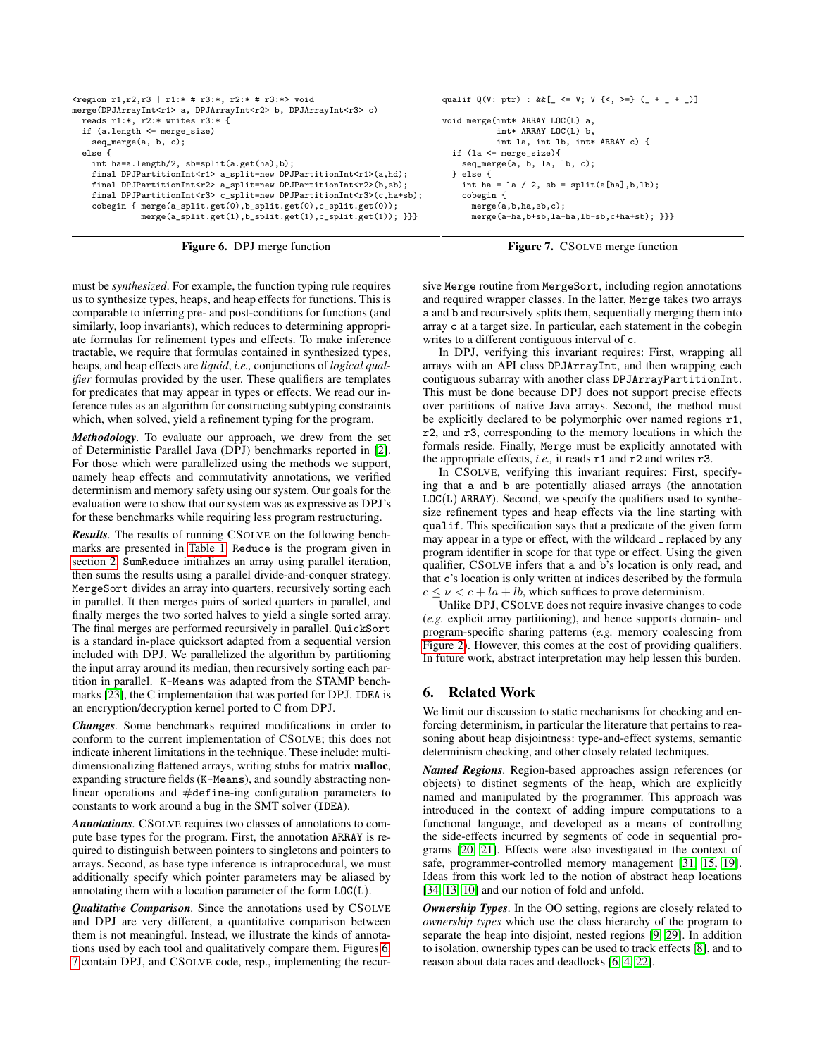```
<region r1,r2,r3 | r1:* # r3:*, r2:* # r3:*> void
merge(DPJArrayInt<r1> a, DPJArrayInt<r2> b, DPJArrayInt<r3> c)
  reads r1:*, r2:* writes r3:* {
  if (a.length <= merge_size)
    seq_merge(a, b, c);
  else {
    int ha=a.length/2, sb=split(a.get(ha),b);
    final DPJPartitionInt<r1> a_split=new DPJPartitionInt<r1>(a,hd);
    final DPJPartitionInt<r2> a_split=new DPJPartitionInt<r2>(b,sb);
    final DPJPartitionInt<r3> c_split=new DPJPartitionInt<r3>(c,ha+sb);
    cobegin { merge(a_split.get(0),b_split.get(0),c_split.get(0));
              merge(a_split.get(1),b_split.get(1),c_split.get(1)); }}}
```

**Figure 6.** DPJ merge function

```
qualif Q(V: ptr) : &&[_ <= V; V {<, >=} (_ + _ + _)]

void merge(int* ARRAY LOC(L) a,
           int* ARRAY LOC(L) b,
           int la, int lb, int* ARRAY c) {
  if (la <= merge_size){
    seq_merge(a, b, la, lb, c);
  } else {
    int ha = la / 2, sb = split(a[ha],b,lb);
    cobegin {
      merge(a,b,ha,sb,c);
      merge(a+ha,b+sb,la-ha,lb-sb,c+ha+sb); }}}
```

**Figure 7.** CSOLVE merge function

must be *synthesized*. For example, the function typing rule requires us to synthesize types, heaps, and heap effects for functions. This is comparable to inferring pre- and post-conditions for functions (and similarly, loop invariants), which reduces to determining appropriate formulas for refinement types and effects. To make inference tractable, we require that formulas contained in synthesized types, heaps, and heap effects are *liquid*, *i.e.,* conjunctions of *logical qualifier* formulas provided by the user. These qualifiers are templates for predicates that may appear in types or effects. We read our inference rules as an algorithm for constructing subtyping constraints which, when solved, yield a refinement typing for the program.

***Methodology.*** To evaluate our approach, we drew from the set of Deterministic Parallel Java (DPJ) benchmarks reported in [2]. For those which were parallelized using the methods we support, namely heap effects and commutativity annotations, we verified determinism and memory safety using our system. Our goals for the evaluation were to show that our system was as expressive as DPJ's for these benchmarks while requiring less program restructuring.

***Results.*** The results of running CSOLVE on the following benchmarks are presented in Table 1. Reduce is the program given in section 2. SumReduce initializes an array using parallel iteration, then sums the results using a parallel divide-and-conquer strategy. MergeSort divides an array into quarters, recursively sorting each in parallel. It then merges pairs of sorted quarters in parallel, and finally merges the two sorted halves to yield a single sorted array. The final merges are performed recursively in parallel. QuickSort is a standard in-place quicksort adapted from a sequential version included with DPJ. We parallelized the algorithm by partitioning the input array around its median, then recursively sorting each partition in parallel. K-Means was adapted from the STAMP benchmarks [23], the C implementation that was ported for DPJ. IDEA is an encryption/decryption kernel ported to C from DPJ.

***Changes.*** Some benchmarks required modifications in order to conform to the current implementation of CSOLVE; this does not indicate inherent limitations in the technique. These include: multi-dimensionalizing flattened arrays, writing stubs for matrix **malloc**, expanding structure fields (K-Means), and soundly abstracting non-linear operations and #define-ing configuration parameters to constants to work around a bug in the SMT solver (IDEA).

***Annotations.*** CSOLVE requires two classes of annotations to compute base types for the program. First, the annotation ARRAY is required to distinguish between pointers to singletons and pointers to arrays. Second, as base type inference is intraprocedural, we must additionally specify which pointer parameters may be aliased by annotating them with a location parameter of the form LOC(L).

***Qualitative Comparison.*** Since the annotations used by CSOLVE and DPJ are very different, a quantitative comparison between them is not meaningful. Instead, we illustrate the kinds of annotations used by each tool and qualitatively compare them. Figures 6, 7 contain DPJ, and CSOLVE code, resp., implementing the recursive Merge routine from MergeSort, including region annotations and required wrapper classes. In the latter, Merge takes two arrays a and b and recursively splits them, sequentially merging them into array c at a target size. In particular, each statement in the cobegin writes to a different contiguous interval of c.

In DPJ, verifying this invariant requires: First, wrapping all arrays with an API class DPJArrayInt, and then wrapping each contiguous subarray with another class DPJArrayPartitionInt. This must be done because DPJ does not support precise effects over partitions of native Java arrays. Second, the method must be explicitly declared to be polymorphic over named regions r1, r2, and r3, corresponding to the memory locations in which the formals reside. Finally, Merge must be explicitly annotated with the appropriate effects, *i.e.,* it reads r1 and r2 and writes r3.

In CSOLVE, verifying this invariant requires: First, specifying that a and b are potentially aliased arrays (the annotation LOC(L) ARRAY). Second, we specify the qualifiers used to synthesize refinement types and heap effects via the line starting with qualif. This specification says that a predicate of the given form may appear in a type or effect, with the wildcard _ replaced by any program identifier in scope for that type or effect. Using the given qualifier, CSOLVE infers that a and b's location is only read, and that c's location is only written at indices described by the formula $c \leq \nu < c + la + lb$, which suffices to prove determinism.

Unlike DPJ, CSOLVE does not require invasive changes to code (*e.g.* explicit array partitioning), and hence supports domain- and program-specific sharing patterns (*e.g.* memory coalescing from Figure 2). However, this comes at the cost of providing qualifiers. In future work, abstract interpretation may help lessen this burden.

## 6. Related Work

We limit our discussion to static mechanisms for checking and enforcing determinism, in particular the literature that pertains to reasoning about heap disjointness: type-and-effect systems, semantic determinism checking, and other closely related techniques.

***Named Regions.*** Region-based approaches assign references (or objects) to distinct segments of the heap, which are explicitly named and manipulated by the programmer. This approach was introduced in the context of adding impure computations to a functional language, and developed as a means of controlling the side-effects incurred by segments of code in sequential programs [20, 21]. Effects were also investigated in the context of safe, programmer-controlled memory management [31, 15, 19]. Ideas from this work led to the notion of abstract heap locations [34, 13, 10] and our notion of fold and unfold.

***Ownership Types.*** In the OO setting, regions are closely related to *ownership types* which use the class hierarchy of the program to separate the heap into disjoint, nested regions [9, 29]. In addition to isolation, ownership types can be used to track effects [8], and to reason about data races and deadlocks [6, 4, 22].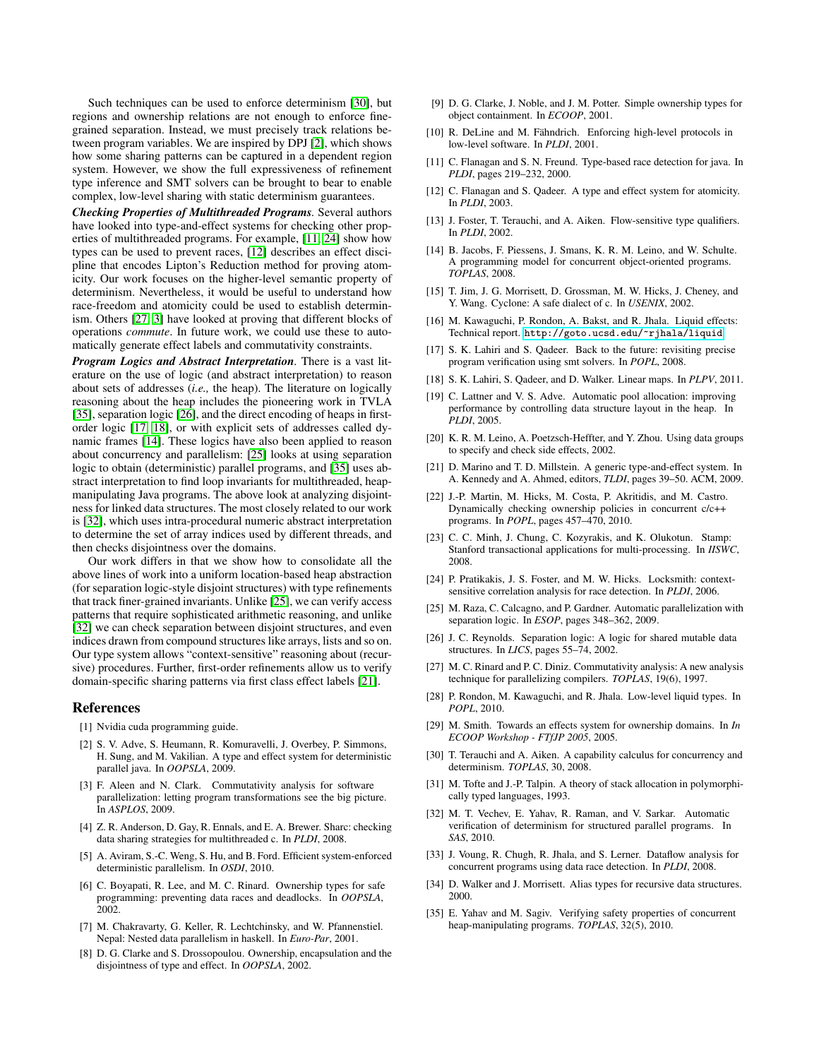Such techniques can be used to enforce determinism [30], but regions and ownership relations are not enough to enforce fine-grained separation. Instead, we must precisely track relations between program variables. We are inspired by DPJ [2], which shows how some sharing patterns can be captured in a dependent region system. However, we show the full expressiveness of refinement type inference and SMT solvers can be brought to bear to enable complex, low-level sharing with static determinism guarantees.

***Checking Properties of Multithreaded Programs.*** Several authors have looked into type-and-effect systems for checking other properties of multithreaded programs. For example, [11, 24] show how types can be used to prevent races, [12] describes an effect discipline that encodes Lipton's Reduction method for proving atomicity. Our work focuses on the higher-level semantic property of determinism. Nevertheless, it would be useful to understand how race-freedom and atomicity could be used to establish determinism. Others [27, 3] have looked at proving that different blocks of operations *commute*. In future work, we could use these to automatically generate effect labels and commutativity constraints.

***Program Logics and Abstract Interpretation.*** There is a vast literature on the use of logic (and abstract interpretation) to reason about sets of addresses (*i.e.,* the heap). The literature on logically reasoning about the heap includes the pioneering work in TVLA [35], separation logic [26], and the direct encoding of heaps in first-order logic [17, 18], or with explicit sets of addresses called dynamic frames [14]. These logics have also been applied to reason about concurrency and parallelism: [25] looks at using separation logic to obtain (deterministic) parallel programs, and [35] uses abstract interpretation to find loop invariants for multithreaded, heap-manipulating Java programs. The above look at analyzing disjointness for linked data structures. The most closely related to our work is [32], which uses intra-procedural numeric abstract interpretation to determine the set of array indices used by different threads, and then checks disjointness over the domains.

Our work differs in that we show how to consolidate all the above lines of work into a uniform location-based heap abstraction (for separation logic-style disjoint structures) with type refinements that track finer-grained invariants. Unlike [25], we can verify access patterns that require sophisticated arithmetic reasoning, and unlike [32] we can check separation between disjoint structures, and even indices drawn from compound structures like arrays, lists and so on. Our type system allows "context-sensitive" reasoning about (recursive) procedures. Further, first-order refinements allow us to verify domain-specific sharing patterns via first class effect labels [21].

## References

[1] Nvidia cuda programming guide.

[2] S. V. Adve, S. Heumann, R. Komuravelli, J. Overbey, P. Simmons, H. Sung, and M. Vakilian. A type and effect system for deterministic parallel java. In *OOPSLA*, 2009.

[3] F. Aleen and N. Clark. Commutativity analysis for software parallelization: letting program transformations see the big picture. In *ASPLOS*, 2009.

[4] Z. R. Anderson, D. Gay, R. Ennals, and E. A. Brewer. Sharc: checking data sharing strategies for multithreaded c. In *PLDI*, 2008.

[5] A. Aviram, S.-C. Weng, S. Hu, and B. Ford. Efficient system-enforced deterministic parallelism. In *OSDI*, 2010.

[6] C. Boyapati, R. Lee, and M. C. Rinard. Ownership types for safe programming: preventing data races and deadlocks. In *OOPSLA*, 2002.

[7] M. Chakravarty, G. Keller, R. Lechtchinsky, and W. Pfannenstiel. Nepal: Nested data parallelism in haskell. In *Euro-Par*, 2001.

[8] D. G. Clarke and S. Drossopoulou. Ownership, encapsulation and the disjointness of type and effect. In *OOPSLA*, 2002.

[9] D. G. Clarke, J. Noble, and J. M. Potter. Simple ownership types for object containment. In *ECOOP*, 2001.

[10] R. DeLine and M. Fähndrich. Enforcing high-level protocols in low-level software. In *PLDI*, 2001.

[11] C. Flanagan and S. N. Freund. Type-based race detection for java. In *PLDI*, pages 219–232, 2000.

[12] C. Flanagan and S. Qadeer. A type and effect system for atomicity. In *PLDI*, 2003.

[13] J. Foster, T. Terauchi, and A. Aiken. Flow-sensitive type qualifiers. In *PLDI*, 2002.

[14] B. Jacobs, F. Piessens, J. Smans, K. R. M. Leino, and W. Schulte. A programming model for concurrent object-oriented programs. *TOPLAS*, 2008.

[15] T. Jim, J. G. Morrisett, D. Grossman, M. W. Hicks, J. Cheney, and Y. Wang. Cyclone: A safe dialect of c. In *USENIX*, 2002.

[16] M. Kawaguchi, P. Rondon, A. Bakst, and R. Jhala. Liquid effects: Technical report. `http://goto.ucsd.edu/~rjhala/liquid`.

[17] S. K. Lahiri and S. Qadeer. Back to the future: revisiting precise program verification using smt solvers. In *POPL*, 2008.

[18] S. K. Lahiri, S. Qadeer, and D. Walker. Linear maps. In *PLPV*, 2011.

[19] C. Lattner and V. S. Adve. Automatic pool allocation: improving performance by controlling data structure layout in the heap. In *PLDI*, 2005.

[20] K. R. M. Leino, A. Poetzsch-Heffter, and Y. Zhou. Using data groups to specify and check side effects, 2002.

[21] D. Marino and T. D. Millstein. A generic type-and-effect system. In A. Kennedy and A. Ahmed, editors, *TLDI*, pages 39–50. ACM, 2009.

[22] J.-P. Martin, M. Hicks, M. Costa, P. Akritidis, and M. Castro. Dynamically checking ownership policies in concurrent c/c++ programs. In *POPL*, pages 457–470, 2010.

[23] C. C. Minh, J. Chung, C. Kozyrakis, and K. Olukotun. Stamp: Stanford transactional applications for multi-processing. In *IISWC*, 2008.

[24] P. Pratikakis, J. S. Foster, and M. W. Hicks. Locksmith: context-sensitive correlation analysis for race detection. In *PLDI*, 2006.

[25] M. Raza, C. Calcagno, and P. Gardner. Automatic parallelization with separation logic. In *ESOP*, pages 348–362, 2009.

[26] J. C. Reynolds. Separation logic: A logic for shared mutable data structures. In *LICS*, pages 55–74, 2002.

[27] M. C. Rinard and P. C. Diniz. Commutativity analysis: A new analysis technique for parallelizing compilers. *TOPLAS*, 19(6), 1997.

[28] P. Rondon, M. Kawaguchi, and R. Jhala. Low-level liquid types. In *POPL*, 2010.

[29] M. Smith. Towards an effects system for ownership domains. In *In ECOOP Workshop - FTfJP 2005*, 2005.

[30] T. Terauchi and A. Aiken. A capability calculus for concurrency and determinism. *TOPLAS*, 30, 2008.

[31] M. Tofte and J.-P. Talpin. A theory of stack allocation in polymorphically typed languages, 1993.

[32] M. T. Vechev, E. Yahav, R. Raman, and V. Sarkar. Automatic verification of determinism for structured parallel programs. In *SAS*, 2010.

[33] J. Voung, R. Chugh, R. Jhala, and S. Lerner. Dataflow analysis for concurrent programs using data race detection. In *PLDI*, 2008.

[34] D. Walker and J. Morrisett. Alias types for recursive data structures. 2000.

[35] E. Yahav and M. Sagiv. Verifying safety properties of concurrent heap-manipulating programs. *TOPLAS*, 32(5), 2010.